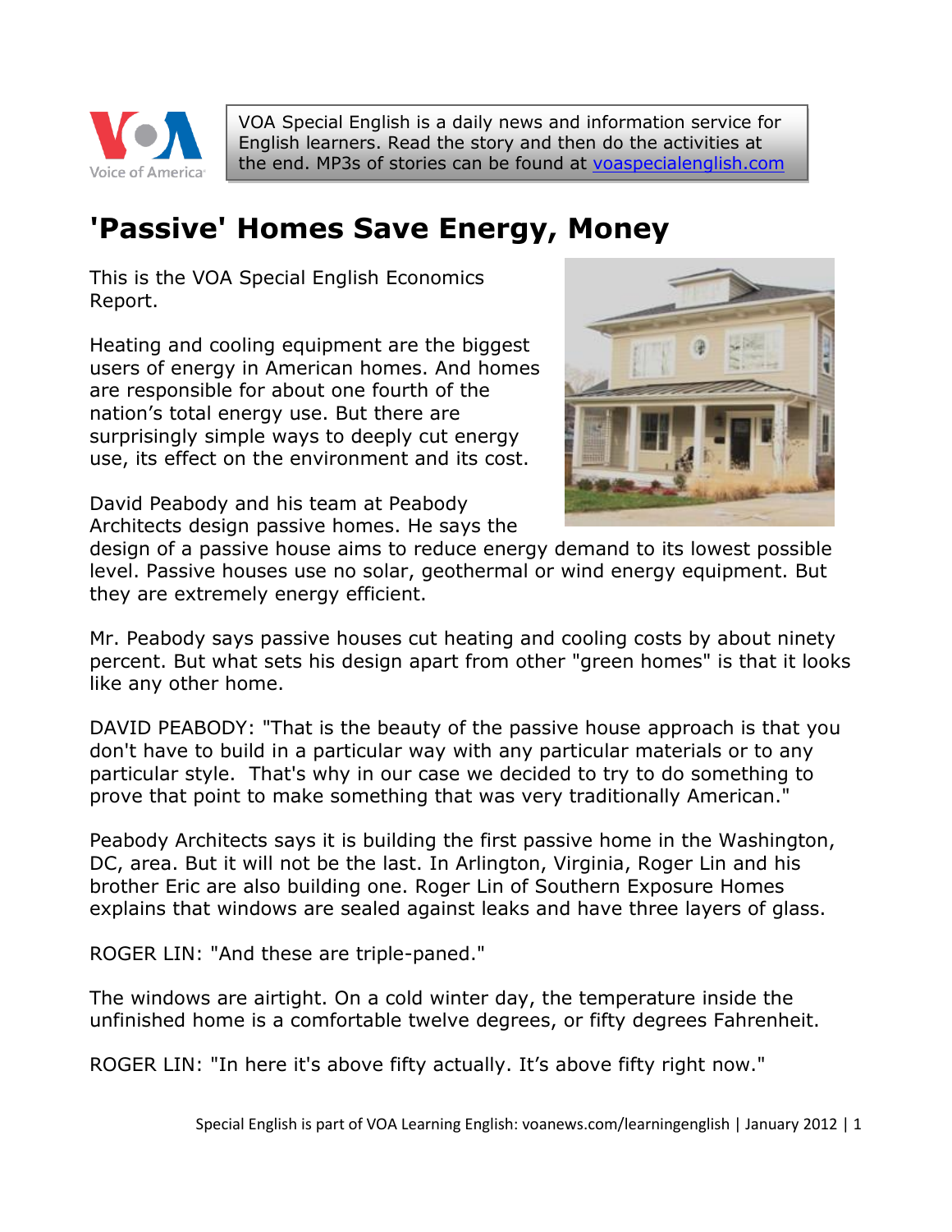VOA Special English is a daily news and information service for English learners. Read the story and then do the activities at the end. MP3s of stories can be found at voaspecialenglish.com

# 'Passive' Homes Save Energy, Money

This is the VOA Special English Economics Report.

Heating and cooling equipment are the biggest users of energy in American homes. And homes are responsible for about one fourth of the nation's total energy use. But there are surprisingly simple ways to deeply cut energy use, its effect on the environment and its cost.

David Peabody and his team at Peabody Architects design passive homes. He says the design of a passive house aims to reduce energy demand to its lowest possible level. Passive houses use no solar, geothermal or wind energy equipment. But they are extremely energy efficient.

Mr. Peabody says passive houses cut heating and cooling costs by about ninety percent. But what sets his design apart from other "green homes" is that it looks like any other home.

DAVID PEABODY: "That is the beauty of the passive house approach is that you don't have to build in a particular way with any particular materials or to any particular style. That's why in our case we decided to try to do something to prove that point to make something that was very traditionally American."

Peabody Architects says it is building the first passive home in the Washington, DC, area. But it will not be the last. In Arlington, Virginia, Roger Lin and his brother Eric are also building one. Roger Lin of Southern Exposure Homes explains that windows are sealed against leaks and have three layers of glass.

ROGER LIN: "And these are triple-paned."

The windows are airtight. On a cold winter day, the temperature inside the unfinished home is a comfortable twelve degrees, or fifty degrees Fahrenheit.

ROGER LIN: "In here it's above fifty actually. It's above fifty right now."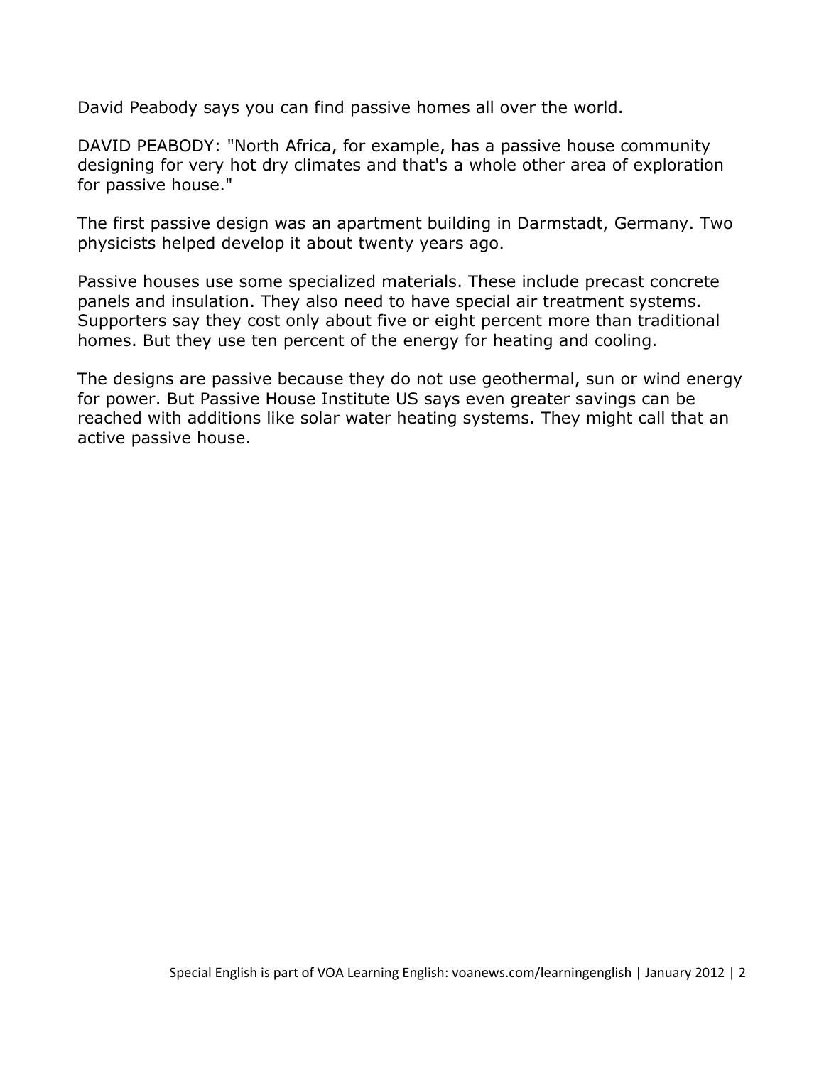David Peabody says you can find passive homes all over the world.

DAVID PEABODY: "North Africa, for example, has a passive house community designing for very hot dry climates and that's a whole other area of exploration for passive house."

The first passive design was an apartment building in Darmstadt, Germany. Two physicists helped develop it about twenty years ago.

Passive houses use some specialized materials. These include precast concrete panels and insulation. They also need to have special air treatment systems. Supporters say they cost only about five or eight percent more than traditional homes. But they use ten percent of the energy for heating and cooling.

The designs are passive because they do not use geothermal, sun or wind energy for power. But Passive House Institute US says even greater savings can be reached with additions like solar water heating systems. They might call that an active passive house.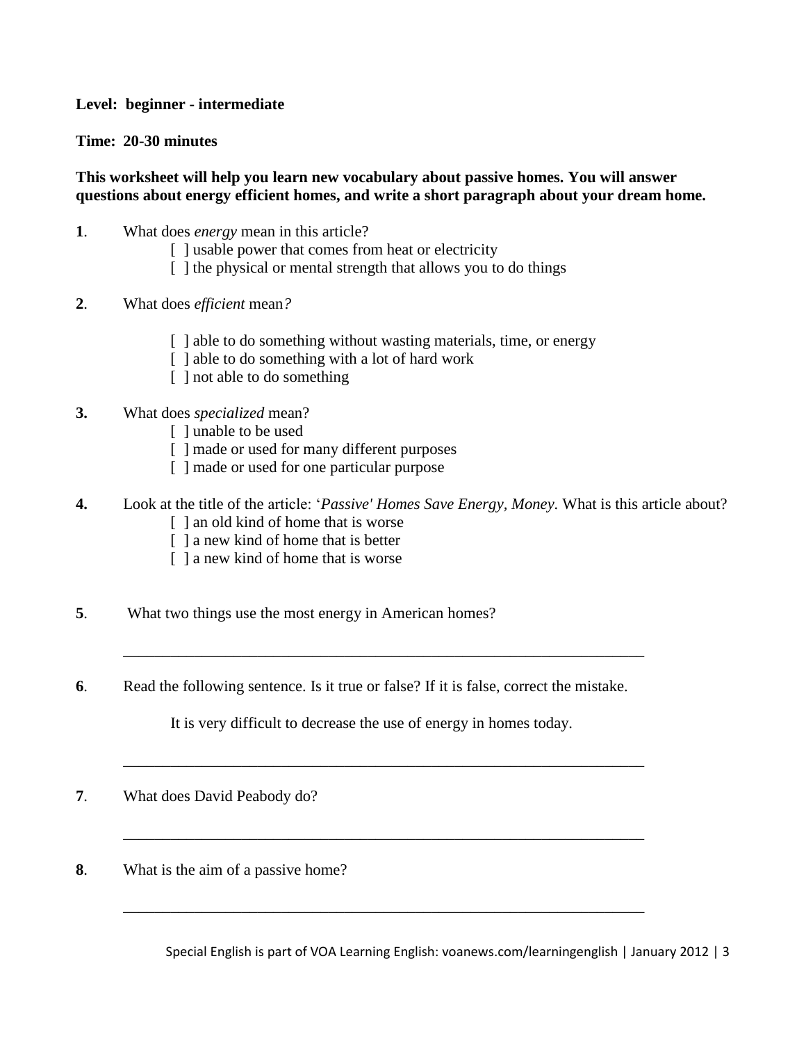**Level: beginner - intermediate**

**Time: 20-30 minutes**

**This worksheet will help you learn new vocabulary about passive homes. You will answer questions about energy efficient homes, and write a short paragraph about your dream home.**

**1**. What does *energy* mean in this article?

[ ] usable power that comes from heat or electricity
[ ] the physical or mental strength that allows you to do things

**2**. What does *efficient* mean*?*

[ ] able to do something without wasting materials, time, or energy
[ ] able to do something with a lot of hard work
[ ] not able to do something

**3.** What does *specialized* mean?

[ ] unable to be used
[ ] made or used for many different purposes
[ ] made or used for one particular purpose

**4.** Look at the title of the article: '*Passive' Homes Save Energy, Money*. What is this article about?

[ ] an old kind of home that is worse
[ ] a new kind of home that is better
[ ] a new kind of home that is worse

**5**. What two things use the most energy in American homes?

_____________________________________________________________________

**6**. Read the following sentence. Is it true or false? If it is false, correct the mistake.

It is very difficult to decrease the use of energy in homes today.

_____________________________________________________________________

**7**. What does David Peabody do?

_____________________________________________________________________

**8**. What is the aim of a passive home?

_____________________________________________________________________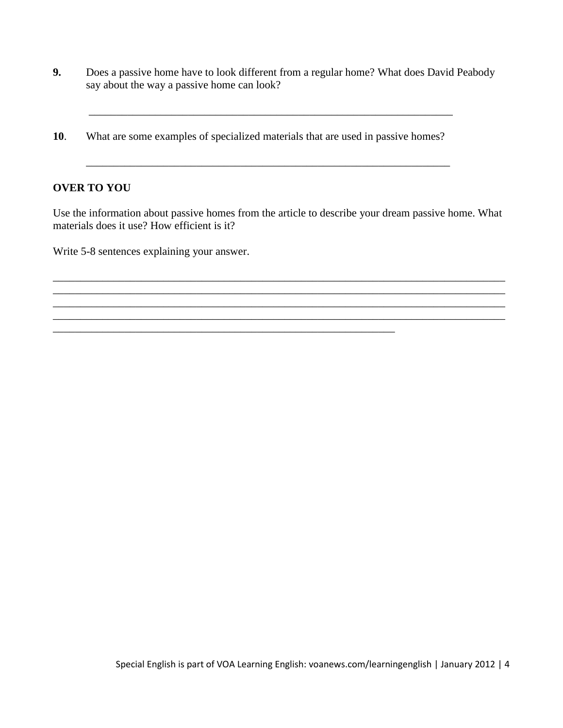**9.** Does a passive home have to look different from a regular home? What does David Peabody say about the way a passive home can look?

_______________________________________________________________________

**10**. What are some examples of specialized materials that are used in passive homes?

_______________________________________________________________________

**OVER TO YOU**

Use the information about passive homes from the article to describe your dream passive home. What materials does it use? How efficient is it?

Write 5-8 sentences explaining your answer.

_______________________________________________________________________________________
_______________________________________________________________________________________
_______________________________________________________________________________________
_______________________________________________________________________________________
________________________________________________________________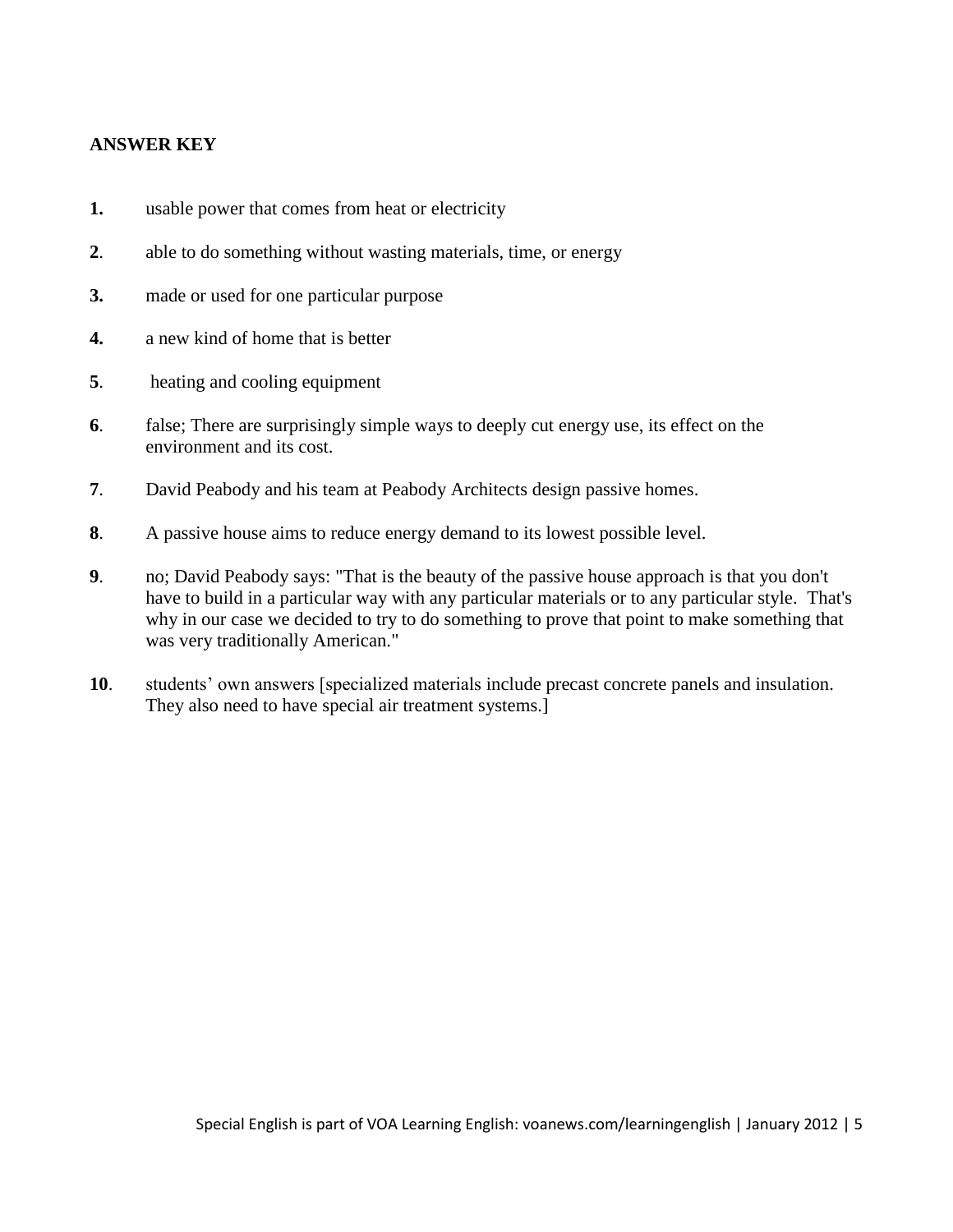**ANSWER KEY**

**1.** usable power that comes from heat or electricity

**2**. able to do something without wasting materials, time, or energy

**3.** made or used for one particular purpose

**4.** a new kind of home that is better

**5**. heating and cooling equipment

**6**. false; There are surprisingly simple ways to deeply cut energy use, its effect on the environment and its cost.

**7**. David Peabody and his team at Peabody Architects design passive homes.

**8**. A passive house aims to reduce energy demand to its lowest possible level.

**9**. no; David Peabody says: "That is the beauty of the passive house approach is that you don't have to build in a particular way with any particular materials or to any particular style. That's why in our case we decided to try to do something to prove that point to make something that was very traditionally American."

**10**. students' own answers [specialized materials include precast concrete panels and insulation. They also need to have special air treatment systems.]